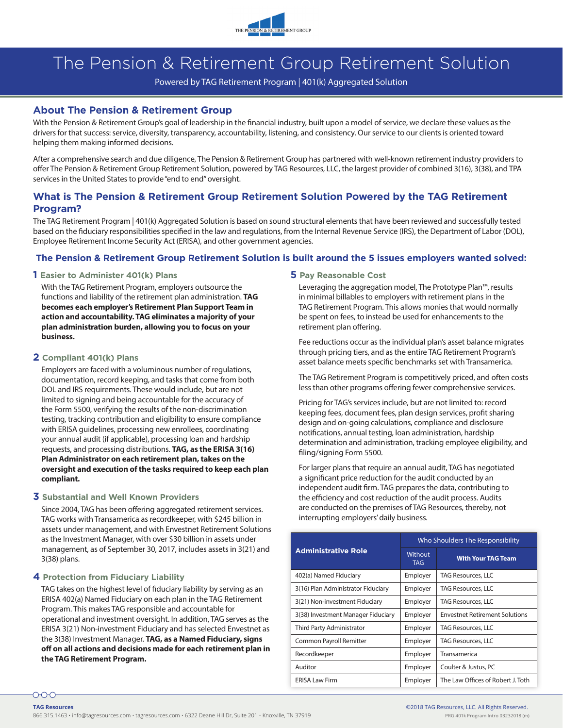# The Pension & Retirement Group Retirement Solution

Powered by TAG Retirement Program | 401(k) Aggregated Solution

## About The Pension & Retirement Group

With the Pension & Retirement Group's goal of leadership in the financial industry, built upon a model of service, we declare these values as the drivers for that success: service, diversity, transparency, accountability, listening, and consistency. Our service to our clients is oriented toward helping them making informed decisions.

After a comprehensive search and due diligence, The Pension & Retirement Group has partnered with well-known retirement industry providers to offer The Pension & Retirement Group Retirement Solution, powered by TAG Resources, LLC, the largest provider of combined 3(16), 3(38), and TPA services in the United States to provide "end to end" oversight.

## What is The Pension & Retirement Group Retirement Solution Powered by the TAG Retirement Program?

The TAG Retirement Program | 401(k) Aggregated Solution is based on sound structural elements that have been reviewed and successfully tested based on the fiduciary responsibilities specified in the law and regulations, from the Internal Revenue Service (IRS), the Department of Labor (DOL), Employee Retirement Income Security Act (ERISA), and other government agencies.

## The Pension & Retirement Group Retirement Solution is built around the 5 issues employers wanted solved:

### 1 Easier to Administer 401(k) Plans

With the TAG Retirement Program, employers outsource the functions and liability of the retirement plan administration. **TAG becomes each employer's Retirement Plan Support Team in action and accountability. TAG eliminates a majority of your plan administration burden, allowing you to focus on your business.**

### 2 Compliant 401(k) Plans

Employers are faced with a voluminous number of regulations, documentation, record keeping, and tasks that come from both DOL and IRS requirements. These would include, but are not limited to signing and being accountable for the accuracy of the Form 5500, verifying the results of the non-discrimination testing, tracking contribution and eligibility to ensure compliance with ERISA guidelines, processing new enrollees, coordinating your annual audit (if applicable), processing loan and hardship requests, and processing distributions. **TAG, as the ERISA 3(16) Plan Administrator on each retirement plan, takes on the oversight and execution of the tasks required to keep each plan compliant.**

### 3 Substantial and Well Known Providers

Since 2004, TAG has been offering aggregated retirement services. TAG works with Transamerica as recordkeeper, with $245 billion in assets under management, and with Envestnet Retirement Solutions as the Investment Manager, with over $30 billion in assets under management, as of September 30, 2017, includes assets in 3(21) and 3(38) plans.

### 4 Protection from Fiduciary Liability

TAG takes on the highest level of fiduciary liability by serving as an ERISA 402(a) Named Fiduciary on each plan in the TAG Retirement Program. This makes TAG responsible and accountable for operational and investment oversight. In addition, TAG serves as the ERISA 3(21) Non-investment Fiduciary and has selected Envestnet as the 3(38) Investment Manager. **TAG, as a Named Fiduciary, signs off on all actions and decisions made for each retirement plan in the TAG Retirement Program.**

### 5 Pay Reasonable Cost

Leveraging the aggregation model, The Prototype Plan™, results in minimal billables to employers with retirement plans in the TAG Retirement Program. This allows monies that would normally be spent on fees, to instead be used for enhancements to the retirement plan offering.

Fee reductions occur as the individual plan's asset balance migrates through pricing tiers, and as the entire TAG Retirement Program's asset balance meets specific benchmarks set with Transamerica.

The TAG Retirement Program is competitively priced, and often costs less than other programs offering fewer comprehensive services.

Pricing for TAG's services include, but are not limited to: record keeping fees, document fees, plan design services, profit sharing design and on-going calculations, compliance and disclosure notifications, annual testing, loan administration, hardship determination and administration, tracking employee eligibility, and filing/signing Form 5500.

For larger plans that require an annual audit, TAG has negotiated a significant price reduction for the audit conducted by an independent audit firm. TAG prepares the data, contributing to the efficiency and cost reduction of the audit process. Audits are conducted on the premises of TAG Resources, thereby, not interrupting employers' daily business.

| Administrative Role | Who Shoulders The Responsibility | |
|---|---|---|
| | Without TAG | With Your TAG Team |
| 402(a) Named Fiduciary | Employer | TAG Resources, LLC |
| 3(16) Plan Administrator Fiduciary | Employer | TAG Resources, LLC |
| 3(21) Non-investment Fiduciary | Employer | TAG Resources, LLC |
| 3(38) Investment Manager Fiduciary | Employer | Envestnet Retirement Solutions |
| Third Party Administrator | Employer | TAG Resources, LLC |
| Common Payroll Remitter | Employer | TAG Resources, LLC |
| Recordkeeper | Employer | Transamerica |
| Auditor | Employer | Coulter & Justus, PC |
| ERISA Law Firm | Employer | The Law Offices of Robert J. Toth |

**TAG Resources**
866.315.1463 • info@tagresources.com • tagresources.com • 6322 Deane Hill Dr, Suite 201 • Knoxville, TN 37919

©2018 TAG Resources, LLC. All Rights Reserved.
PRG 401k Program Intro 03232018 (m)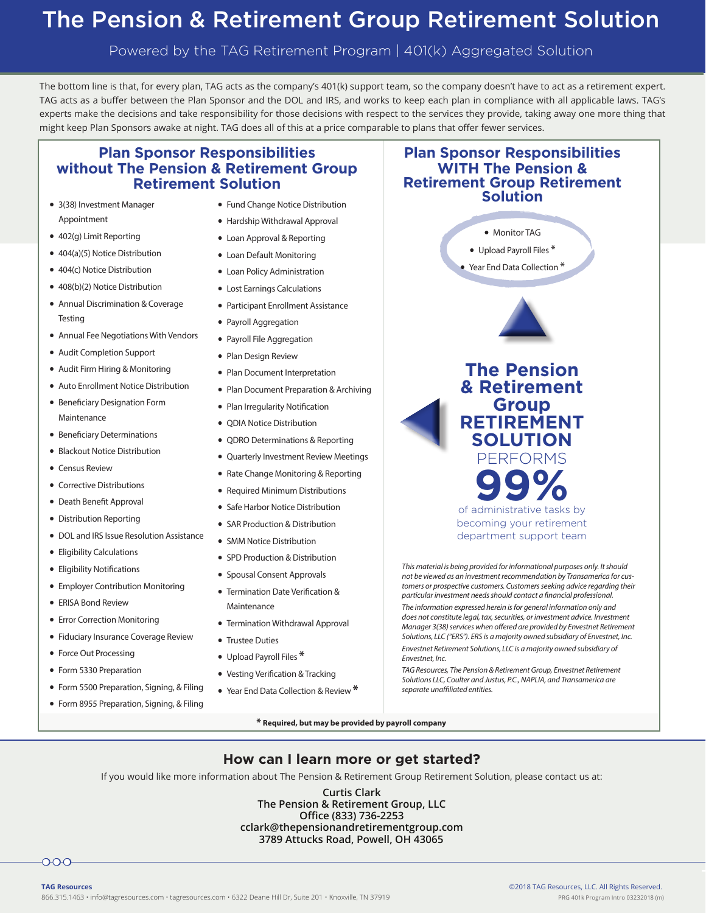# The Pension & Retirement Group Retirement Solution

Powered by the TAG Retirement Program | 401(k) Aggregated Solution

The bottom line is that, for every plan, TAG acts as the company's 401(k) support team, so the company doesn't have to act as a retirement expert. TAG acts as a buffer between the Plan Sponsor and the DOL and IRS, and works to keep each plan in compliance with all applicable laws. TAG's experts make the decisions and take responsibility for those decisions with respect to the services they provide, taking away one more thing that might keep Plan Sponsors awake at night. TAG does all of this at a price comparable to plans that offer fewer services.

## Plan Sponsor Responsibilities without The Pension & Retirement Group Retirement Solution

- 3(38) Investment Manager Appointment
- 402(g) Limit Reporting
- 404(a)(5) Notice Distribution
- 404(c) Notice Distribution
- 408(b)(2) Notice Distribution
- Annual Discrimination & Coverage Testing
- Annual Fee Negotiations With Vendors
- Audit Completion Support
- Audit Firm Hiring & Monitoring
- Auto Enrollment Notice Distribution
- Beneficiary Designation Form Maintenance
- Beneficiary Determinations
- Blackout Notice Distribution
- Census Review
- Corrective Distributions
- Death Benefit Approval
- Distribution Reporting
- DOL and IRS Issue Resolution Assistance
- Eligibility Calculations
- Eligibility Notifications
- Employer Contribution Monitoring
- ERISA Bond Review
- Error Correction Monitoring
- Fiduciary Insurance Coverage Review
- Force Out Processing
- Form 5330 Preparation
- Form 5500 Preparation, Signing, & Filing
- Form 8955 Preparation, Signing, & Filing
- Fund Change Notice Distribution
- Hardship Withdrawal Approval
- Loan Approval & Reporting
- Loan Default Monitoring
- Loan Policy Administration
- Lost Earnings Calculations
- Participant Enrollment Assistance
- Payroll Aggregation
- Payroll File Aggregation
- Plan Design Review
- Plan Document Interpretation
- Plan Document Preparation & Archiving
- Plan Irregularity Notification
- QDIA Notice Distribution
- QDRO Determinations & Reporting
- Quarterly Investment Review Meetings
- Rate Change Monitoring & Reporting
- Required Minimum Distributions
- Safe Harbor Notice Distribution
- SAR Production & Distribution
- SMM Notice Distribution
- SPD Production & Distribution
- Spousal Consent Approvals
- Termination Date Verification & Maintenance
- Termination Withdrawal Approval
- Trustee Duties
- Upload Payroll Files *
- Vesting Verification & Tracking
- Year End Data Collection & Review *

## Plan Sponsor Responsibilities WITH The Pension & Retirement Group Retirement Solution

- Monitor TAG
- Upload Payroll Files *
- Year End Data Collection *

**The Pension & Retirement Group RETIREMENT SOLUTION** PERFORMS **99%** of administrative tasks by becoming your retirement department support team

*This material is being provided for informational purposes only. It should not be viewed as an investment recommendation by Transamerica for customers or prospective customers. Customers seeking advice regarding their particular investment needs should contact a financial professional.*

*The information expressed herein is for general information only and does not constitute legal, tax, securities, or investment advice. Investment Manager 3(38) services when offered are provided by Envestnet Retirement Solutions, LLC ("ERS"). ERS is a majority owned subsidiary of Envestnet, Inc.*

*Envestnet Retirement Solutions, LLC is a majority owned subsidiary of Envestnet, Inc.*

*TAG Resources, The Pension & Retirement Group, Envestnet Retirement Solutions LLC, Coulter and Justus, P.C., NAPLIA, and Transamerica are separate unaffiliated entities.*

**\* Required, but may be provided by payroll company**

## How can I learn more or get started?

If you would like more information about The Pension & Retirement Group Retirement Solution, please contact us at:

**Curtis Clark**
**The Pension & Retirement Group, LLC**
**Office (833) 736-2253**
**cclark@thepensionandretirementgroup.com**
**3789 Attucks Road, Powell, OH 43065**

**TAG Resources**
866.315.1463 • info@tagresources.com • tagresources.com • 6322 Deane Hill Dr, Suite 201 • Knoxville, TN 37919

©2018 TAG Resources, LLC. All Rights Reserved.
PRG 401k Program Intro 03232018 (m)